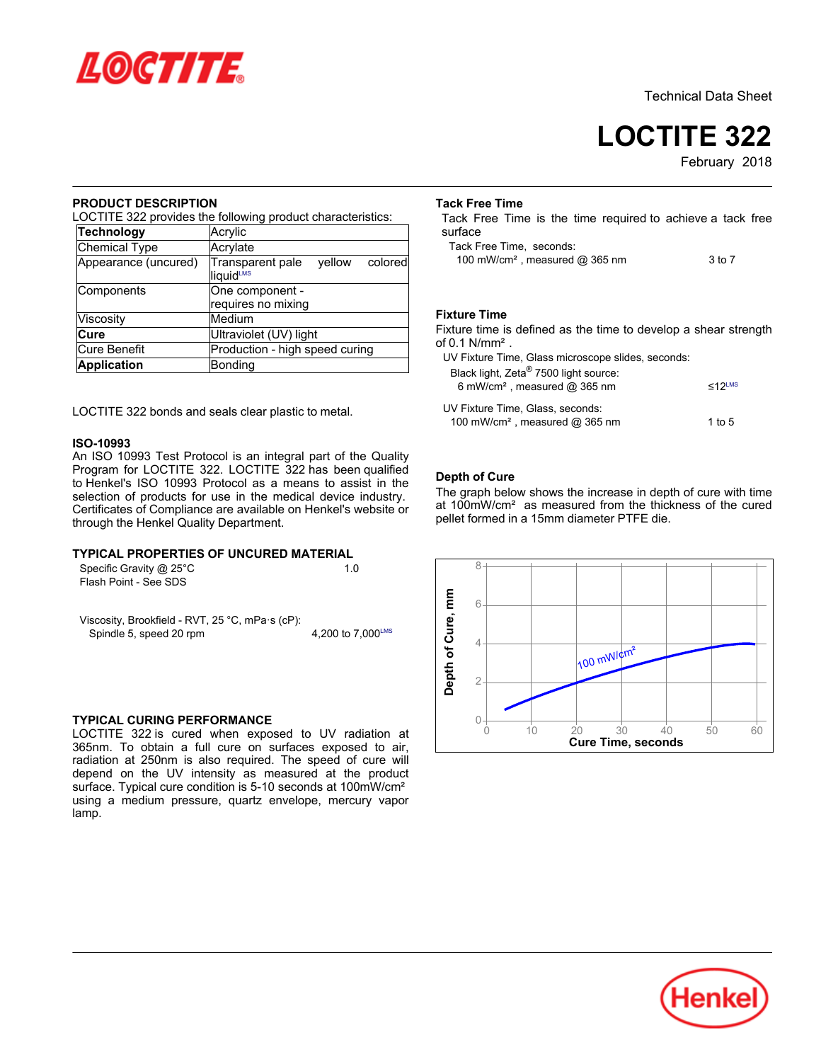Technical Data Sheet

# LOCTITE 322

February 2018

## PRODUCT DESCRIPTION

LOCTITE 322 provides the following product characteristics:

| **Technology** | Acrylic |
|---|---|
| Chemical Type | Acrylate |
| Appearance (uncured) | Transparent pale yellow colored liquid[LMS] |
| Components | One component - requires no mixing |
| Viscosity | Medium |
| **Cure** | Ultraviolet (UV) light |
| Cure Benefit | Production - high speed curing |
| **Application** | Bonding |

LOCTITE 322 bonds and seals clear plastic to metal.

### ISO-10993

An ISO 10993 Test Protocol is an integral part of the Quality Program for LOCTITE 322. LOCTITE 322 has been qualified to Henkel's ISO 10993 Protocol as a means to assist in the selection of products for use in the medical device industry. Certificates of Compliance are available on Henkel's website or through the Henkel Quality Department.

## TYPICAL PROPERTIES OF UNCURED MATERIAL

Specific Gravity @ 25°C 1.0

Flash Point - See SDS

Viscosity, Brookfield - RVT, 25 °C, mPa·s (cP):

Spindle 5, speed 20 rpm 4,200 to 7,000[LMS]

## TYPICAL CURING PERFORMANCE

LOCTITE 322 is cured when exposed to UV radiation at 365nm. To obtain a full cure on surfaces exposed to air, radiation at 250nm is also required. The speed of cure will depend on the UV intensity as measured at the product surface. Typical cure condition is 5-10 seconds at 100mW/cm² using a medium pressure, quartz envelope, mercury vapor lamp.

### Tack Free Time

Tack Free Time is the time required to achieve a tack free surface

Tack Free Time, seconds:

100 mW/cm², measured @ 365 nm 3 to 7

### Fixture Time

Fixture time is defined as the time to develop a shear strength of 0.1 N/mm².

UV Fixture Time, Glass microscope slides, seconds:

Black light, Zeta® 7500 light source:

6 mW/cm², measured @ 365 nm ≤12[LMS]

UV Fixture Time, Glass, seconds:

100 mW/cm², measured @ 365 nm 1 to 5

### Depth of Cure

The graph below shows the increase in depth of cure with time at 100mW/cm² as measured from the thickness of the cured pellet formed in a 15mm diameter PTFE die.

[Graph: Depth of Cure, mm (0–8) vs. Cure Time, seconds (0–60); curve labeled 100 mW/cm²]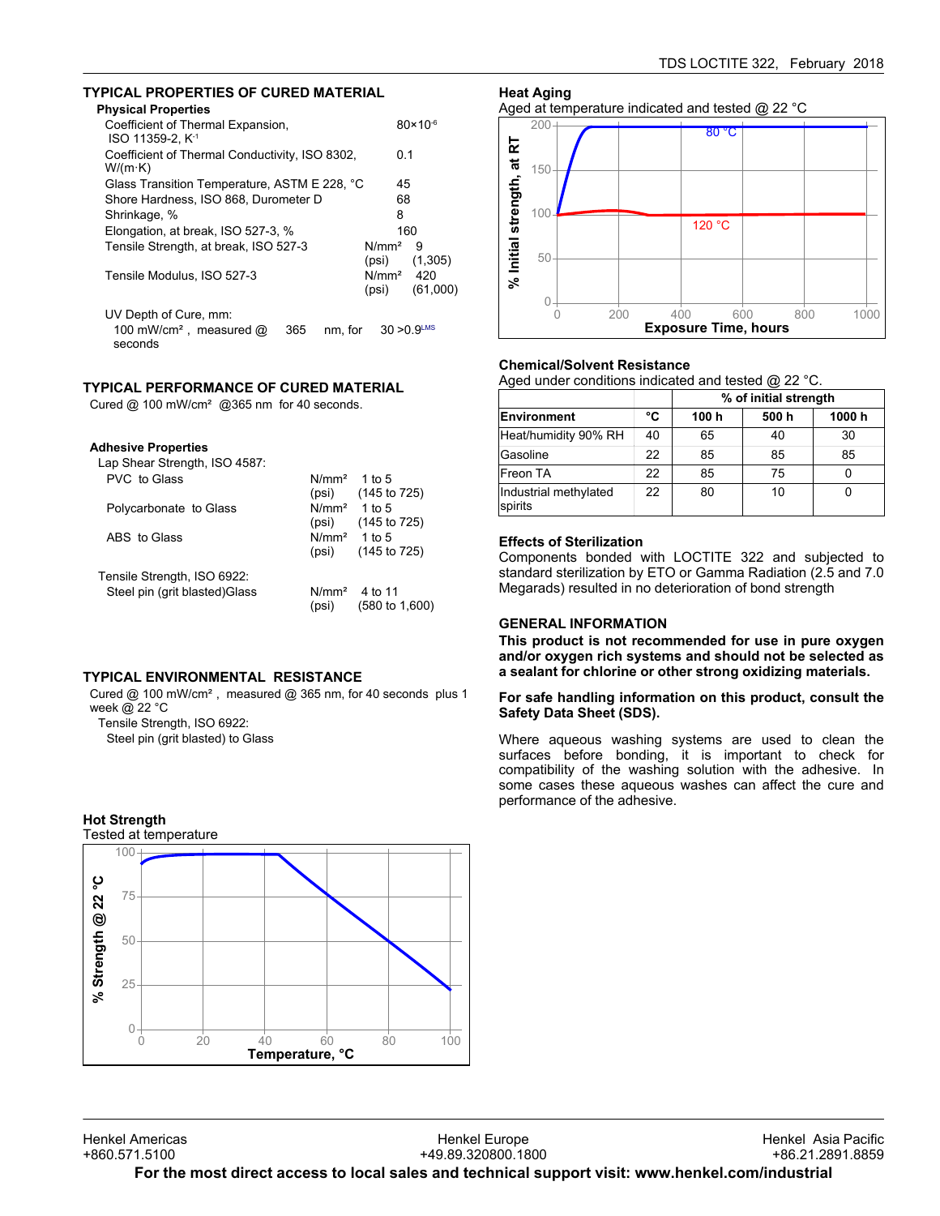## TYPICAL PROPERTIES OF CURED MATERIAL

### Physical Properties

| Property | | |
|---|---|---|
| Coefficient of Thermal Expansion, ISO 11359-2, $K^{-1}$ | | $80 \times 10^{-6}$ |
| Coefficient of Thermal Conductivity, ISO 8302, W/(m·K) | | 0.1 |
| Glass Transition Temperature, ASTM E 228, °C | | 45 |
| Shore Hardness, ISO 868, Durometer D | | 68 |
| Shrinkage, % | | 8 |
| Elongation, at break, ISO 527-3, % | | 160 |
| Tensile Strength, at break, ISO 527-3 | N/mm² | 9 |
| | (psi) | (1,305) |
| Tensile Modulus, ISO 527-3 | N/mm² | 420 |
| | (psi) | (61,000) |

UV Depth of Cure, mm:
100 mW/cm², measured @ 365 nm, for 30 seconds >0.9[LMS]

## TYPICAL PERFORMANCE OF CURED MATERIAL

Cured @ 100 mW/cm² @365 nm for 40 seconds.

### Adhesive Properties

Lap Shear Strength, ISO 4587:

| Substrate | | |
|---|---|---|
| PVC to Glass | N/mm² | 1 to 5 |
| | (psi) | (145 to 725) |
| Polycarbonate to Glass | N/mm² | 1 to 5 |
| | (psi) | (145 to 725) |
| ABS to Glass | N/mm² | 1 to 5 |
| | (psi) | (145 to 725) |

Tensile Strength, ISO 6922:

| Substrate | | |
|---|---|---|
| Steel pin (grit blasted)Glass | N/mm² | 4 to 11 |
| | (psi) | (580 to 1,600) |

## TYPICAL ENVIRONMENTAL RESISTANCE

Cured @ 100 mW/cm², measured @ 365 nm, for 40 seconds plus 1 week @ 22 °C

Tensile Strength, ISO 6922:

Steel pin (grit blasted) to Glass

### Hot Strength

Tested at temperature

### Heat Aging

Aged at temperature indicated and tested @ 22 °C

### Chemical/Solvent Resistance

Aged under conditions indicated and tested @ 22 °C.

| | | % of initial strength | | |
|---|---|---|---|---|
| **Environment** | **°C** | **100 h** | **500 h** | **1000 h** |
| Heat/humidity 90% RH | 40 | 65 | 40 | 30 |
| Gasoline | 22 | 85 | 85 | 85 |
| Freon TA | 22 | 85 | 75 | 0 |
| Industrial methylated spirits | 22 | 80 | 10 | 0 |

### Effects of Sterilization

Components bonded with LOCTITE 322 and subjected to standard sterilization by ETO or Gamma Radiation (2.5 and 7.0 Megarads) resulted in no deterioration of bond strength

## GENERAL INFORMATION

**This product is not recommended for use in pure oxygen and/or oxygen rich systems and should not be selected as a sealant for chlorine or other strong oxidizing materials.**

**For safe handling information on this product, consult the Safety Data Sheet (SDS).**

Where aqueous washing systems are used to clean the surfaces before bonding, it is important to check for compatibility of the washing solution with the adhesive. In some cases these aqueous washes can affect the cure and performance of the adhesive.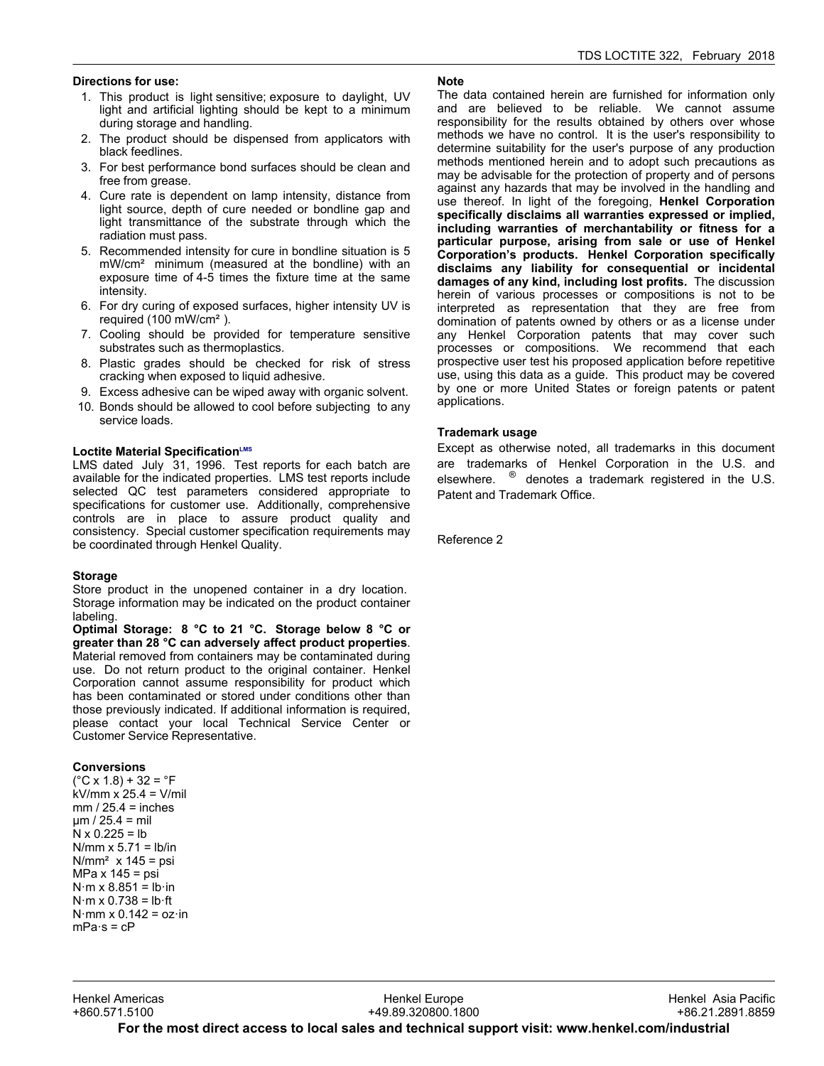### Directions for use:

1. This product is light sensitive; exposure to daylight, UV light and artificial lighting should be kept to a minimum during storage and handling.
2. The product should be dispensed from applicators with black feedlines.
3. For best performance bond surfaces should be clean and free from grease.
4. Cure rate is dependent on lamp intensity, distance from light source, depth of cure needed or bondline gap and light transmittance of the substrate through which the radiation must pass.
5. Recommended intensity for cure in bondline situation is 5 mW/cm² minimum (measured at the bondline) with an exposure time of 4-5 times the fixture time at the same intensity.
6. For dry curing of exposed surfaces, higher intensity UV is required (100 mW/cm² ).
7. Cooling should be provided for temperature sensitive substrates such as thermoplastics.
8. Plastic grades should be checked for risk of stress cracking when exposed to liquid adhesive.
9. Excess adhesive can be wiped away with organic solvent.
10. Bonds should be allowed to cool before subjecting to any service loads.

### Loctite Material Specification[LMS]

LMS dated July 31, 1996. Test reports for each batch are available for the indicated properties. LMS test reports include selected QC test parameters considered appropriate to specifications for customer use. Additionally, comprehensive controls are in place to assure product quality and consistency. Special customer specification requirements may be coordinated through Henkel Quality.

### Storage

Store product in the unopened container in a dry location. Storage information may be indicated on the product container labeling.

**Optimal Storage: 8 °C to 21 °C. Storage below 8 °C or greater than 28 °C can adversely affect product properties**. Material removed from containers may be contaminated during use. Do not return product to the original container. Henkel Corporation cannot assume responsibility for product which has been contaminated or stored under conditions other than those previously indicated. If additional information is required, please contact your local Technical Service Center or Customer Service Representative.

### Conversions

(°C x 1.8) + 32 = °F
kV/mm x 25.4 = V/mil
mm / 25.4 = inches
µm / 25.4 = mil
N x 0.225 = lb
N/mm x 5.71 = lb/in
N/mm² x 145 = psi
MPa x 145 = psi
N·m x 8.851 = lb·in
N·m x 0.738 = lb·ft
N·mm x 0.142 = oz·in
mPa·s = cP

### Note

The data contained herein are furnished for information only and are believed to be reliable. We cannot assume responsibility for the results obtained by others over whose methods we have no control. It is the user's responsibility to determine suitability for the user's purpose of any production methods mentioned herein and to adopt such precautions as may be advisable for the protection of property and of persons against any hazards that may be involved in the handling and use thereof. In light of the foregoing, **Henkel Corporation specifically disclaims all warranties expressed or implied, including warranties of merchantability or fitness for a particular purpose, arising from sale or use of Henkel Corporation's products. Henkel Corporation specifically disclaims any liability for consequential or incidental damages of any kind, including lost profits.** The discussion herein of various processes or compositions is not to be interpreted as representation that they are free from domination of patents owned by others or as a license under any Henkel Corporation patents that may cover such processes or compositions. We recommend that each prospective user test his proposed application before repetitive use, using this data as a guide. This product may be covered by one or more United States or foreign patents or patent applications.

### Trademark usage

Except as otherwise noted, all trademarks in this document are trademarks of Henkel Corporation in the U.S. and elsewhere. ® denotes a trademark registered in the U.S. Patent and Trademark Office.

Reference 2

Henkel Americas
+860.571.5100

Henkel Europe
+49.89.320800.1800

Henkel Asia Pacific
+86.21.2891.8859

**For the most direct access to local sales and technical support visit: www.henkel.com/industrial**